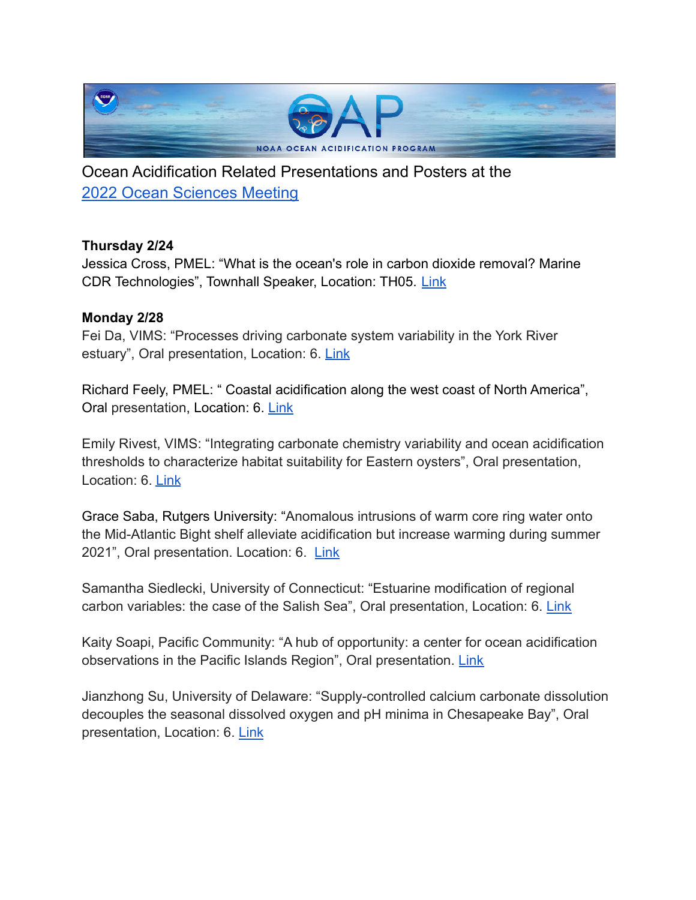Ocean Acidification Related Presentations and Posters at the [2022 Ocean Sciences Meeting]()

**Thursday 2/24**

Jessica Cross, PMEL: "What is the ocean's role in carbon dioxide removal? Marine CDR Technologies", Townhall Speaker, Location: TH05. [Link]()

**Monday 2/28**

Fei Da, VIMS: "Processes driving carbonate system variability in the York River estuary", Oral presentation, Location: 6. [Link]()

Richard Feely, PMEL: " Coastal acidification along the west coast of North America", Oral presentation, Location: 6. [Link]()

Emily Rivest, VIMS: "Integrating carbonate chemistry variability and ocean acidification thresholds to characterize habitat suitability for Eastern oysters", Oral presentation, Location: 6. [Link]()

Grace Saba, Rutgers University: "Anomalous intrusions of warm core ring water onto the Mid-Atlantic Bight shelf alleviate acidification but increase warming during summer 2021", Oral presentation. Location: 6. [Link]()

Samantha Siedlecki, University of Connecticut: "Estuarine modification of regional carbon variables: the case of the Salish Sea", Oral presentation, Location: 6. [Link]()

Kaity Soapi, Pacific Community: "A hub of opportunity: a center for ocean acidification observations in the Pacific Islands Region", Oral presentation. [Link]()

Jianzhong Su, University of Delaware: "Supply-controlled calcium carbonate dissolution decouples the seasonal dissolved oxygen and pH minima in Chesapeake Bay", Oral presentation, Location: 6. [Link]()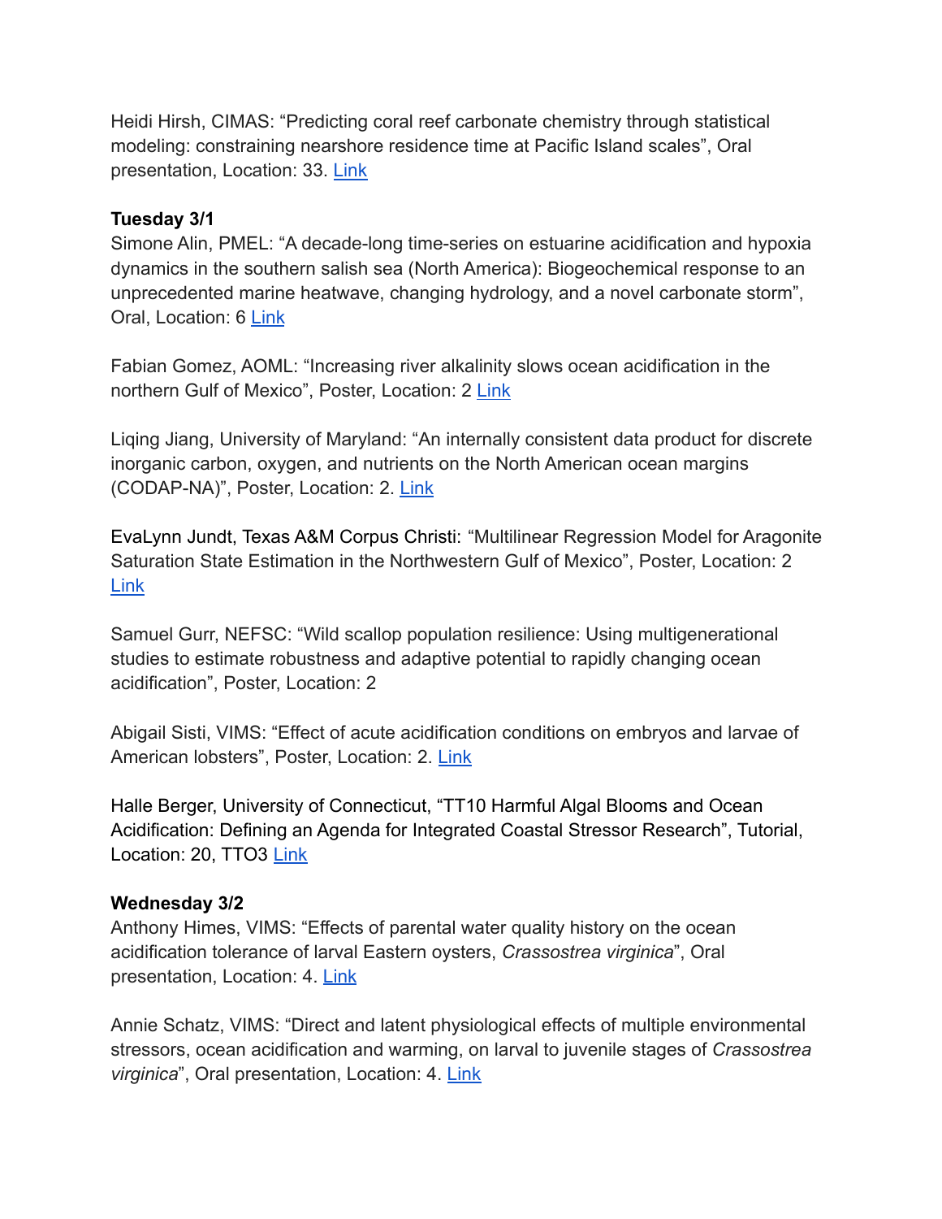Heidi Hirsh, CIMAS: “Predicting coral reef carbonate chemistry through statistical modeling: constraining nearshore residence time at Pacific Island scales”, Oral presentation, Location: 33. Link

**Tuesday 3/1**

Simone Alin, PMEL: “A decade-long time-series on estuarine acidification and hypoxia dynamics in the southern salish sea (North America): Biogeochemical response to an unprecedented marine heatwave, changing hydrology, and a novel carbonate storm”, Oral, Location: 6 Link

Fabian Gomez, AOML: “Increasing river alkalinity slows ocean acidification in the northern Gulf of Mexico”, Poster, Location: 2 Link

Liqing Jiang, University of Maryland: “An internally consistent data product for discrete inorganic carbon, oxygen, and nutrients on the North American ocean margins (CODAP-NA)”, Poster, Location: 2. Link

EvaLynn Jundt, Texas A&M Corpus Christi: “Multilinear Regression Model for Aragonite Saturation State Estimation in the Northwestern Gulf of Mexico”, Poster, Location: 2 Link

Samuel Gurr, NEFSC: “Wild scallop population resilience: Using multigenerational studies to estimate robustness and adaptive potential to rapidly changing ocean acidification”, Poster, Location: 2

Abigail Sisti, VIMS: “Effect of acute acidification conditions on embryos and larvae of American lobsters”, Poster, Location: 2. Link

Halle Berger, University of Connecticut, “TT10 Harmful Algal Blooms and Ocean Acidification: Defining an Agenda for Integrated Coastal Stressor Research”, Tutorial, Location: 20, TTO3 Link

**Wednesday 3/2**

Anthony Himes, VIMS: “Effects of parental water quality history on the ocean acidification tolerance of larval Eastern oysters, *Crassostrea virginica*”, Oral presentation, Location: 4. Link

Annie Schatz, VIMS: “Direct and latent physiological effects of multiple environmental stressors, ocean acidification and warming, on larval to juvenile stages of *Crassostrea virginica*”, Oral presentation, Location: 4. Link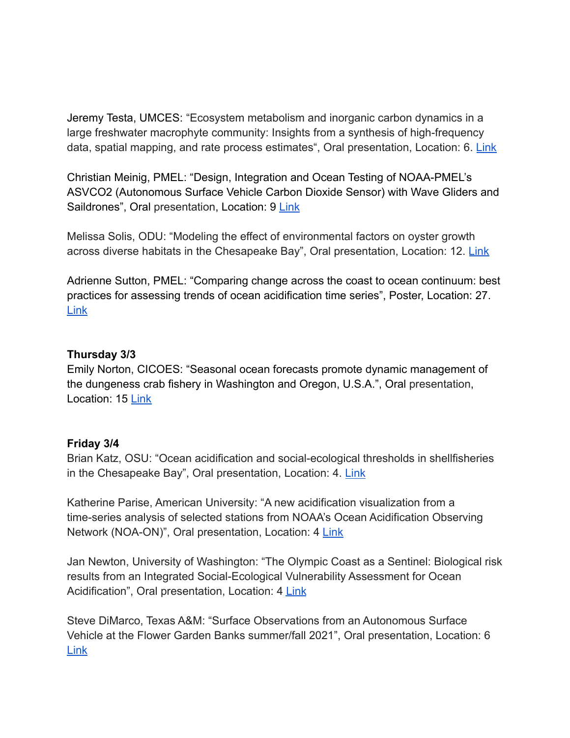Jeremy Testa, UMCES: "Ecosystem metabolism and inorganic carbon dynamics in a large freshwater macrophyte community: Insights from a synthesis of high-frequency data, spatial mapping, and rate process estimates", Oral presentation, Location: 6. Link

Christian Meinig, PMEL: "Design, Integration and Ocean Testing of NOAA-PMEL's ASVCO2 (Autonomous Surface Vehicle Carbon Dioxide Sensor) with Wave Gliders and Saildrones", Oral presentation, Location: 9 Link

Melissa Solis, ODU: "Modeling the effect of environmental factors on oyster growth across diverse habitats in the Chesapeake Bay", Oral presentation, Location: 12. Link

Adrienne Sutton, PMEL: "Comparing change across the coast to ocean continuum: best practices for assessing trends of ocean acidification time series", Poster, Location: 27. Link

**Thursday 3/3**

Emily Norton, CICOES: "Seasonal ocean forecasts promote dynamic management of the dungeness crab fishery in Washington and Oregon, U.S.A.", Oral presentation, Location: 15 Link

**Friday 3/4**

Brian Katz, OSU: "Ocean acidification and social-ecological thresholds in shellfisheries in the Chesapeake Bay", Oral presentation, Location: 4. Link

Katherine Parise, American University: "A new acidification visualization from a time-series analysis of selected stations from NOAA's Ocean Acidification Observing Network (NOA-ON)", Oral presentation, Location: 4 Link

Jan Newton, University of Washington: "The Olympic Coast as a Sentinel: Biological risk results from an Integrated Social-Ecological Vulnerability Assessment for Ocean Acidification", Oral presentation, Location: 4 Link

Steve DiMarco, Texas A&M: "Surface Observations from an Autonomous Surface Vehicle at the Flower Garden Banks summer/fall 2021", Oral presentation, Location: 6 Link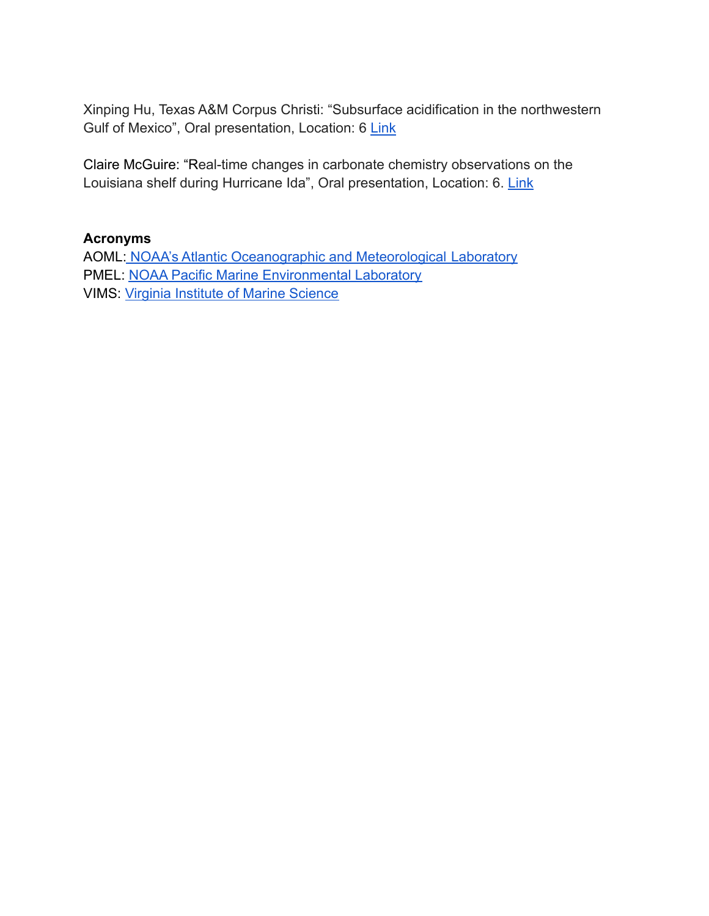Xinping Hu, Texas A&M Corpus Christi: “Subsurface acidification in the northwestern Gulf of Mexico”, Oral presentation, Location: 6 Link

Claire McGuire: “Real-time changes in carbonate chemistry observations on the Louisiana shelf during Hurricane Ida”, Oral presentation, Location: 6. Link

**Acronyms**

AOML: NOAA’s Atlantic Oceanographic and Meteorological Laboratory
PMEL: NOAA Pacific Marine Environmental Laboratory
VIMS: Virginia Institute of Marine Science